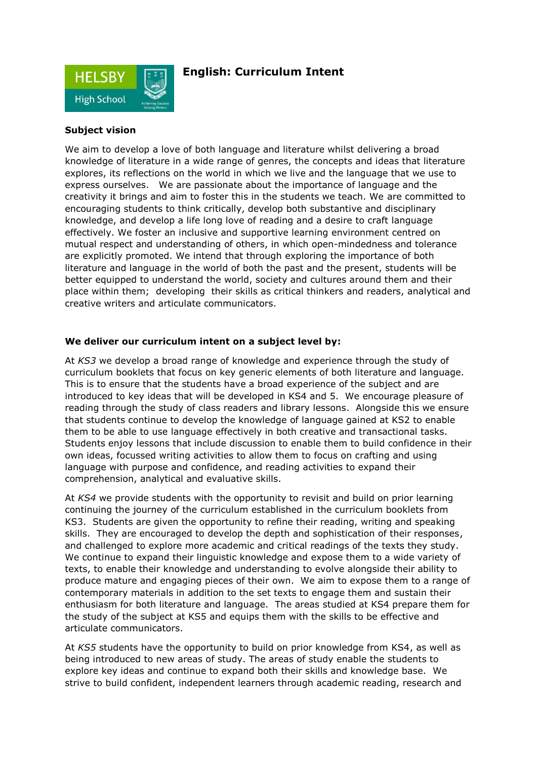# English: Curriculum Intent

**Subject vision**

We aim to develop a love of both language and literature whilst delivering a broad knowledge of literature in a wide range of genres, the concepts and ideas that literature explores, its reflections on the world in which we live and the language that we use to express ourselves. We are passionate about the importance of language and the creativity it brings and aim to foster this in the students we teach. We are committed to encouraging students to think critically, develop both substantive and disciplinary knowledge, and develop a life long love of reading and a desire to craft language effectively. We foster an inclusive and supportive learning environment centred on mutual respect and understanding of others, in which open-mindedness and tolerance are explicitly promoted. We intend that through exploring the importance of both literature and language in the world of both the past and the present, students will be better equipped to understand the world, society and cultures around them and their place within them; developing their skills as critical thinkers and readers, analytical and creative writers and articulate communicators.

**We deliver our curriculum intent on a subject level by:**

At *KS3* we develop a broad range of knowledge and experience through the study of curriculum booklets that focus on key generic elements of both literature and language. This is to ensure that the students have a broad experience of the subject and are introduced to key ideas that will be developed in KS4 and 5. We encourage pleasure of reading through the study of class readers and library lessons. Alongside this we ensure that students continue to develop the knowledge of language gained at KS2 to enable them to be able to use language effectively in both creative and transactional tasks. Students enjoy lessons that include discussion to enable them to build confidence in their own ideas, focussed writing activities to allow them to focus on crafting and using language with purpose and confidence, and reading activities to expand their comprehension, analytical and evaluative skills.

At *KS4* we provide students with the opportunity to revisit and build on prior learning continuing the journey of the curriculum established in the curriculum booklets from KS3. Students are given the opportunity to refine their reading, writing and speaking skills. They are encouraged to develop the depth and sophistication of their responses, and challenged to explore more academic and critical readings of the texts they study. We continue to expand their linguistic knowledge and expose them to a wide variety of texts, to enable their knowledge and understanding to evolve alongside their ability to produce mature and engaging pieces of their own. We aim to expose them to a range of contemporary materials in addition to the set texts to engage them and sustain their enthusiasm for both literature and language. The areas studied at KS4 prepare them for the study of the subject at KS5 and equips them with the skills to be effective and articulate communicators.

At *KS5* students have the opportunity to build on prior knowledge from KS4, as well as being introduced to new areas of study. The areas of study enable the students to explore key ideas and continue to expand both their skills and knowledge base. We strive to build confident, independent learners through academic reading, research and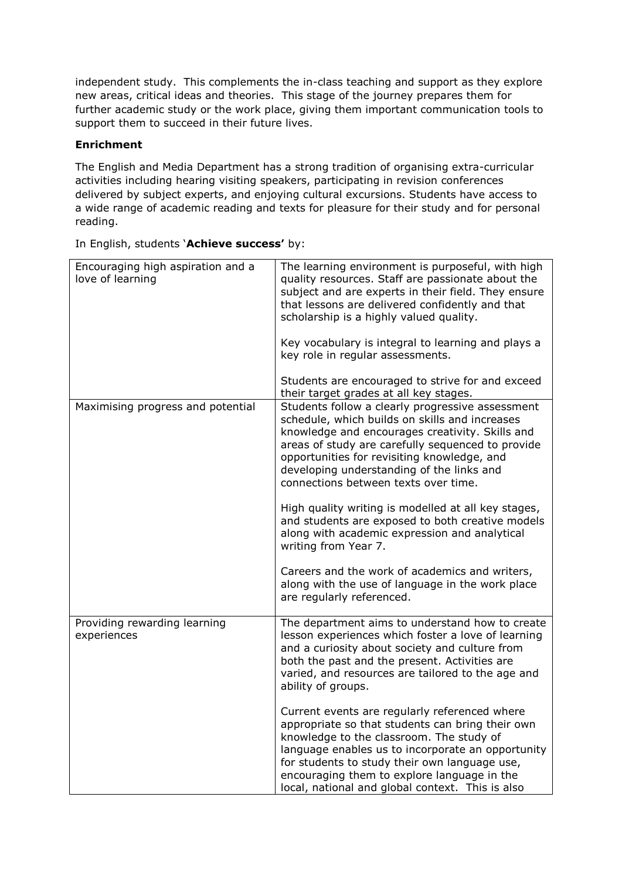independent study. This complements the in-class teaching and support as they explore new areas, critical ideas and theories. This stage of the journey prepares them for further academic study or the work place, giving them important communication tools to support them to succeed in their future lives.

**Enrichment**

The English and Media Department has a strong tradition of organising extra-curricular activities including hearing visiting speakers, participating in revision conferences delivered by subject experts, and enjoying cultural excursions. Students have access to a wide range of academic reading and texts for pleasure for their study and for personal reading.

In English, students '**Achieve success'** by:

| | |
|---|---|
| Encouraging high aspiration and a love of learning | The learning environment is purposeful, with high quality resources. Staff are passionate about the subject and are experts in their field. They ensure that lessons are delivered confidently and that scholarship is a highly valued quality.<br><br>Key vocabulary is integral to learning and plays a key role in regular assessments.<br><br>Students are encouraged to strive for and exceed their target grades at all key stages. |
| Maximising progress and potential | Students follow a clearly progressive assessment schedule, which builds on skills and increases knowledge and encourages creativity. Skills and areas of study are carefully sequenced to provide opportunities for revisiting knowledge, and developing understanding of the links and connections between texts over time.<br><br>High quality writing is modelled at all key stages, and students are exposed to both creative models along with academic expression and analytical writing from Year 7.<br><br>Careers and the work of academics and writers, along with the use of language in the work place are regularly referenced. |
| Providing rewarding learning experiences | The department aims to understand how to create lesson experiences which foster a love of learning and a curiosity about society and culture from both the past and the present. Activities are varied, and resources are tailored to the age and ability of groups.<br><br>Current events are regularly referenced where appropriate so that students can bring their own knowledge to the classroom. The study of language enables us to incorporate an opportunity for students to study their own language use, encouraging them to explore language in the local, national and global context. This is also |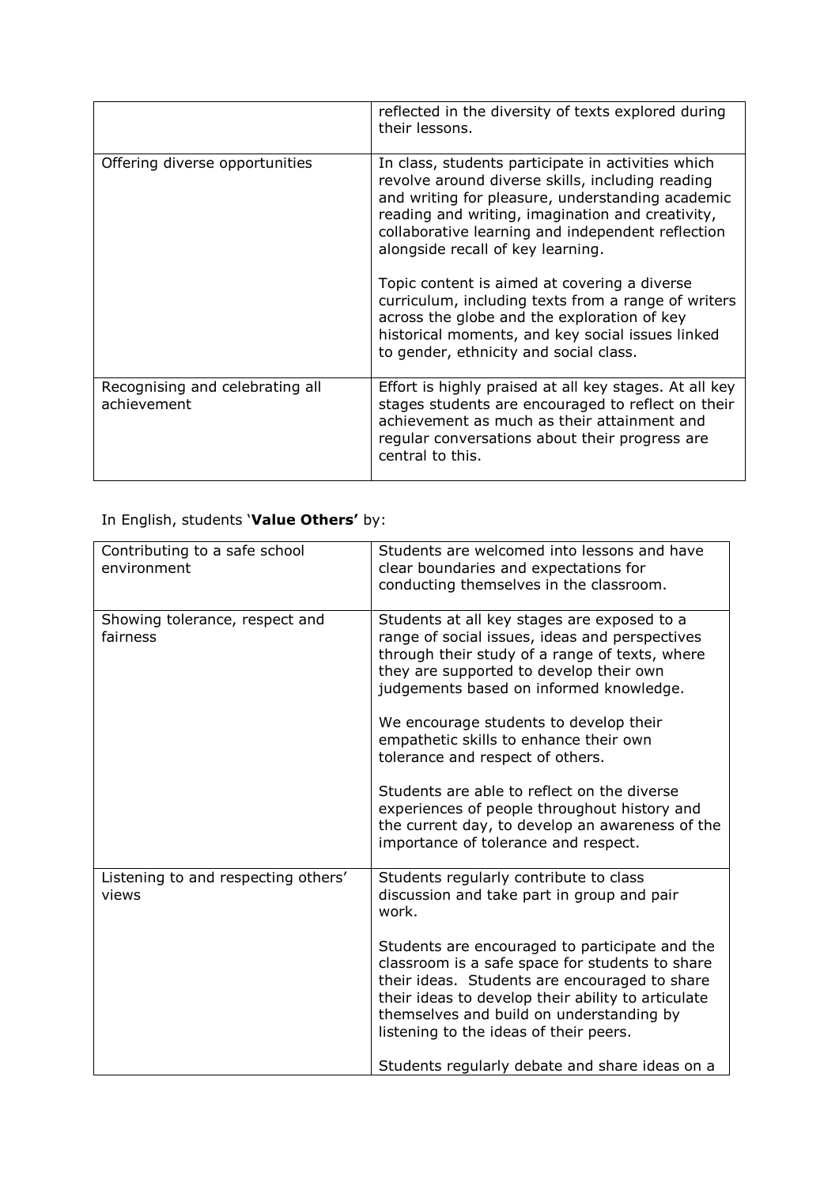| | |
|---|---|
| | reflected in the diversity of texts explored during their lessons. |
| Offering diverse opportunities | In class, students participate in activities which revolve around diverse skills, including reading and writing for pleasure, understanding academic reading and writing, imagination and creativity, collaborative learning and independent reflection alongside recall of key learning.<br><br>Topic content is aimed at covering a diverse curriculum, including texts from a range of writers across the globe and the exploration of key historical moments, and key social issues linked to gender, ethnicity and social class. |
| Recognising and celebrating all achievement | Effort is highly praised at all key stages. At all key stages students are encouraged to reflect on their achievement as much as their attainment and regular conversations about their progress are central to this. |

In English, students '**Value Others'** by:

| | |
|---|---|
| Contributing to a safe school environment | Students are welcomed into lessons and have clear boundaries and expectations for conducting themselves in the classroom. |
| Showing tolerance, respect and fairness | Students at all key stages are exposed to a range of social issues, ideas and perspectives through their study of a range of texts, where they are supported to develop their own judgements based on informed knowledge.<br><br>We encourage students to develop their empathetic skills to enhance their own tolerance and respect of others.<br><br>Students are able to reflect on the diverse experiences of people throughout history and the current day, to develop an awareness of the importance of tolerance and respect. |
| Listening to and respecting others' views | Students regularly contribute to class discussion and take part in group and pair work.<br><br>Students are encouraged to participate and the classroom is a safe space for students to share their ideas. Students are encouraged to share their ideas to develop their ability to articulate themselves and build on understanding by listening to the ideas of their peers.<br><br>Students regularly debate and share ideas on a |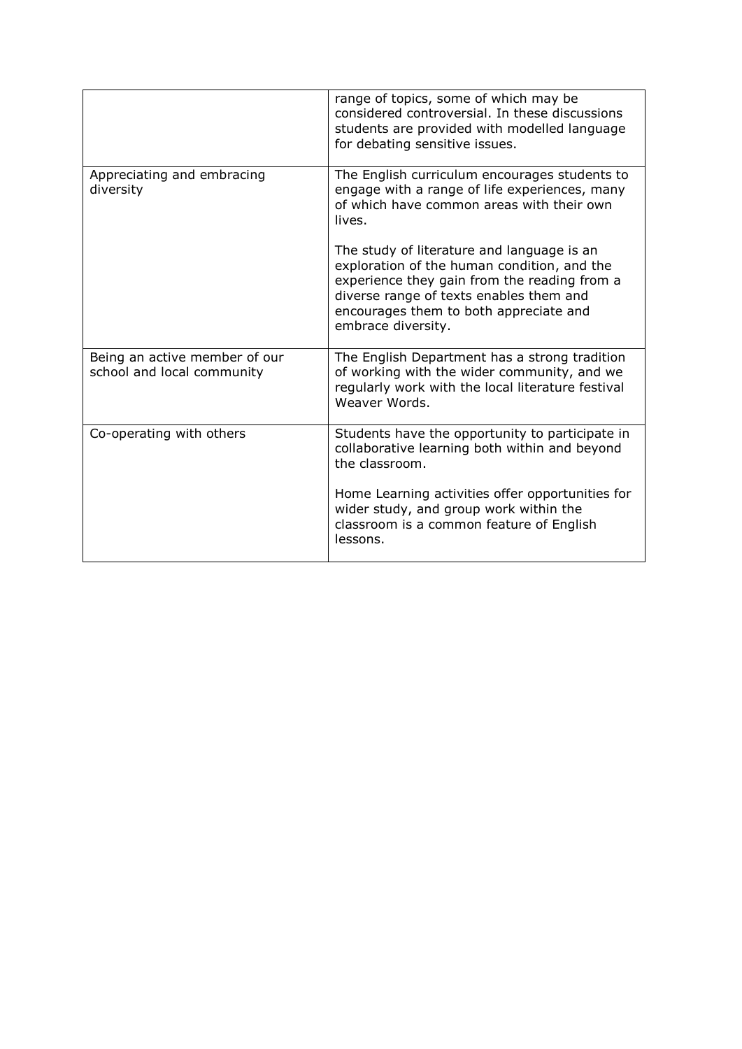| | |
|---|---|
| | range of topics, some of which may be considered controversial. In these discussions students are provided with modelled language for debating sensitive issues. |
| Appreciating and embracing diversity | The English curriculum encourages students to engage with a range of life experiences, many of which have common areas with their own lives.<br><br>The study of literature and language is an exploration of the human condition, and the experience they gain from the reading from a diverse range of texts enables them and encourages them to both appreciate and embrace diversity. |
| Being an active member of our school and local community | The English Department has a strong tradition of working with the wider community, and we regularly work with the local literature festival Weaver Words. |
| Co-operating with others | Students have the opportunity to participate in collaborative learning both within and beyond the classroom.<br><br>Home Learning activities offer opportunities for wider study, and group work within the classroom is a common feature of English lessons. |